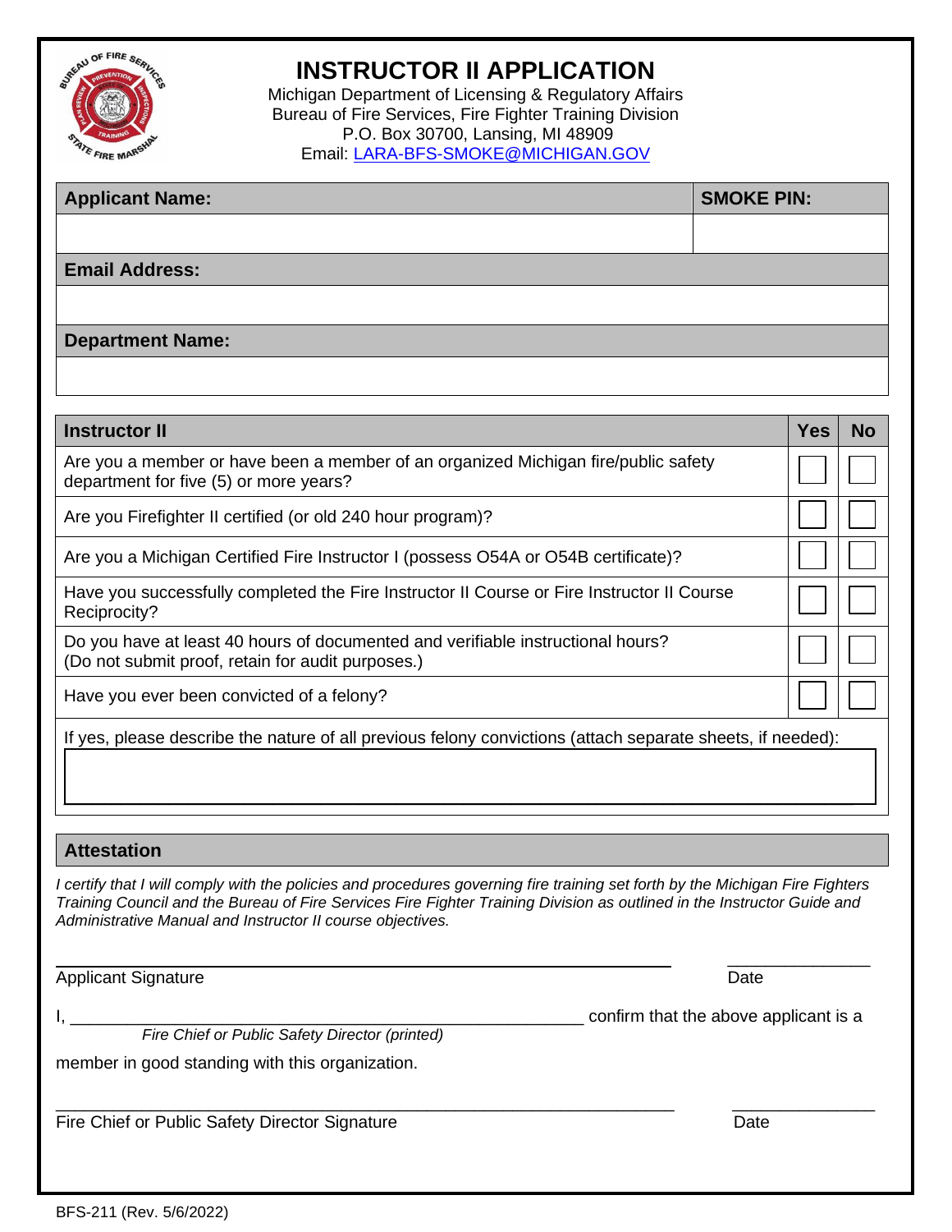# INSTRUCTOR II APPLICATION

Michigan Department of Licensing & Regulatory Affairs
Bureau of Fire Services, Fire Fighter Training Division
P.O. Box 30700, Lansing, MI 48909
Email: LARA-BFS-SMOKE@MICHIGAN.GOV

| **Applicant Name:** | **SMOKE PIN:** |
|---|---|
| | |

| **Email Address:** |
|---|
| |

| **Department Name:** |
|---|
| |

| **Instructor II** | **Yes** | **No** |
|---|---|---|
| Are you a member or have been a member of an organized Michigan fire/public safety department for five (5) or more years? | ☐ | ☐ |
| Are you Firefighter II certified (or old 240 hour program)? | ☐ | ☐ |
| Are you a Michigan Certified Fire Instructor I (possess O54A or O54B certificate)? | ☐ | ☐ |
| Have you successfully completed the Fire Instructor II Course or Fire Instructor II Course Reciprocity? | ☐ | ☐ |
| Do you have at least 40 hours of documented and verifiable instructional hours? (Do not submit proof, retain for audit purposes.) | ☐ | ☐ |
| Have you ever been convicted of a felony? | ☐ | ☐ |

If yes, please describe the nature of all previous felony convictions (attach separate sheets, if needed):

## Attestation

*I certify that I will comply with the policies and procedures governing fire training set forth by the Michigan Fire Fighters Training Council and the Bureau of Fire Services Fire Fighter Training Division as outlined in the Instructor Guide and Administrative Manual and Instructor II course objectives.*

______________________________________________ ______________
Applicant Signature Date

I, ______________________________________________ confirm that the above applicant is a
*Fire Chief or Public Safety Director (printed)*

member in good standing with this organization.

______________________________________________ ______________
Fire Chief or Public Safety Director Signature Date

BFS-211 (Rev. 5/6/2022)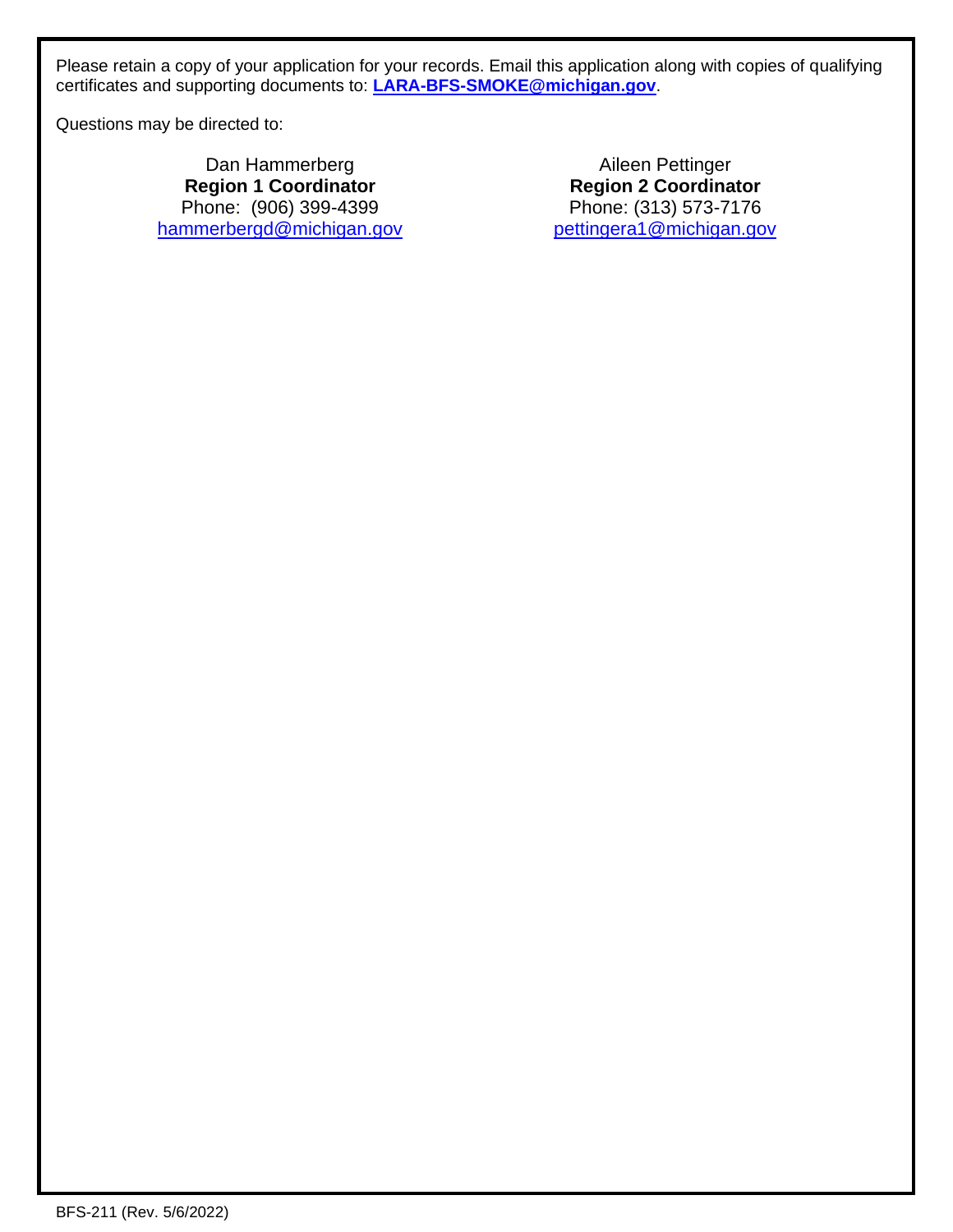Please retain a copy of your application for your records. Email this application along with copies of qualifying certificates and supporting documents to: **LARA-BFS-SMOKE@michigan.gov**.

Questions may be directed to:

Dan Hammerberg
**Region 1 Coordinator**
Phone: (906) 399-4399
hammerbergd@michigan.gov

Aileen Pettinger
**Region 2 Coordinator**
Phone: (313) 573-7176
pettingera1@michigan.gov

BFS-211 (Rev. 5/6/2022)